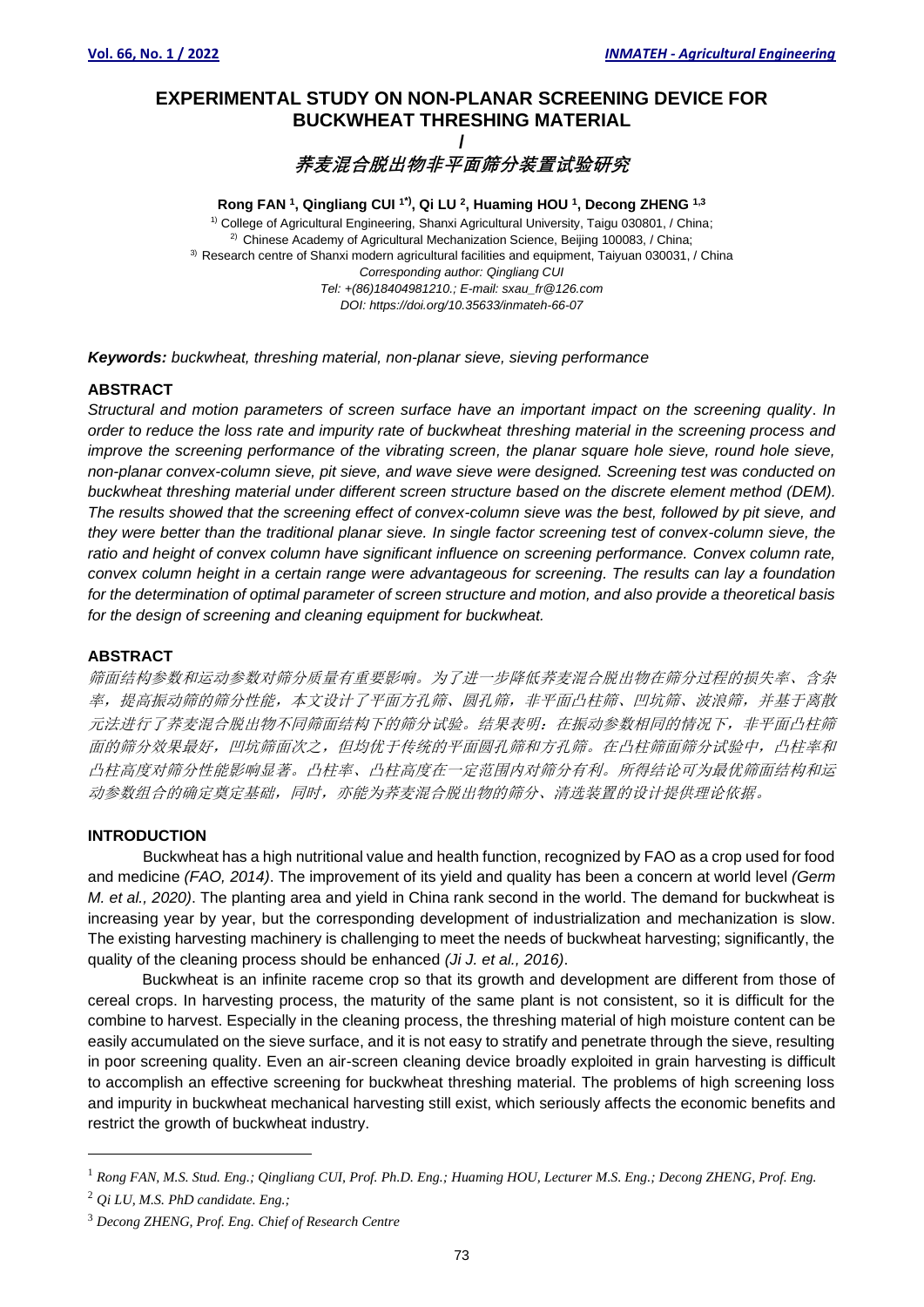# EXPERIMENTAL STUDY ON NON-PLANAR SCREENING DEVICE FOR BUCKWHEAT THRESHING MATERIAL

/

# 荞麦混合脱出物非平面筛分装置试验研究

**Rong FAN [1], Qingliang CUI [1*], Qi LU [2], Huaming HOU [1], Decong ZHENG [1,3]**

[1] College of Agricultural Engineering, Shanxi Agricultural University, Taigu 030801, / China;
[2] Chinese Academy of Agricultural Mechanization Science, Beijing 100083, / China;
[3] Research centre of Shanxi modern agricultural facilities and equipment, Taiyuan 030031, / China

*Corresponding author: Qingliang CUI*
*Tel: +(86)18404981210.; E-mail: sxau_fr@126.com*
*DOI: https://doi.org/10.35633/inmateh-66-07*

***Keywords:*** *buckwheat, threshing material, non-planar sieve, sieving performance*

## ABSTRACT

*Structural and motion parameters of screen surface have an important impact on the screening quality. In order to reduce the loss rate and impurity rate of buckwheat threshing material in the screening process and improve the screening performance of the vibrating screen, the planar square hole sieve, round hole sieve, non-planar convex-column sieve, pit sieve, and wave sieve were designed. Screening test was conducted on buckwheat threshing material under different screen structure based on the discrete element method (DEM). The results showed that the screening effect of convex-column sieve was the best, followed by pit sieve, and they were better than the traditional planar sieve. In single factor screening test of convex-column sieve, the ratio and height of convex column have significant influence on screening performance. Convex column rate, convex column height in a certain range were advantageous for screening. The results can lay a foundation for the determination of optimal parameter of screen structure and motion, and also provide a theoretical basis for the design of screening and cleaning equipment for buckwheat.*

## ABSTRACT

*筛面结构参数和运动参数对筛分质量有重要影响。为了进一步降低荞麦混合脱出物在筛分过程的损失率、含杂率，提高振动筛的筛分性能，本文设计了平面方孔筛、圆孔筛，非平面凸柱筛、凹坑筛、波浪筛，并基于离散元法进行了荞麦混合脱出物不同筛面结构下的筛分试验。结果表明：在振动参数相同的情况下，非平面凸柱筛面的筛分效果最好，凹坑筛面次之，但均优于传统的平面圆孔筛和方孔筛。在凸柱筛面筛分试验中，凸柱率和凸柱高度对筛分性能影响显著。凸柱率、凸柱高度在一定范围内对筛分有利。所得结论可为最优筛面结构和运动参数组合的确定奠定基础，同时，亦能为荞麦混合脱出物的筛分、清选装置的设计提供理论依据。*

## INTRODUCTION

Buckwheat has a high nutritional value and health function, recognized by FAO as a crop used for food and medicine *(FAO, 2014)*. The improvement of its yield and quality has been a concern at world level *(Germ M. et al., 2020)*. The planting area and yield in China rank second in the world. The demand for buckwheat is increasing year by year, but the corresponding development of industrialization and mechanization is slow. The existing harvesting machinery is challenging to meet the needs of buckwheat harvesting; significantly, the quality of the cleaning process should be enhanced *(Ji J. et al., 2016)*.

Buckwheat is an infinite raceme crop so that its growth and development are different from those of cereal crops. In harvesting process, the maturity of the same plant is not consistent, so it is difficult for the combine to harvest. Especially in the cleaning process, the threshing material of high moisture content can be easily accumulated on the sieve surface, and it is not easy to stratify and penetrate through the sieve, resulting in poor screening quality. Even an air-screen cleaning device broadly exploited in grain harvesting is difficult to accomplish an effective screening for buckwheat threshing material. The problems of high screening loss and impurity in buckwheat mechanical harvesting still exist, which seriously affects the economic benefits and restrict the growth of buckwheat industry.

---

[1] *Rong FAN, M.S. Stud. Eng.; Qingliang CUI, Prof. Ph.D. Eng.; Huaming HOU, Lecturer M.S. Eng.; Decong ZHENG, Prof. Eng.*

[2] *Qi LU, M.S. PhD candidate. Eng.;*

[3] *Decong ZHENG, Prof. Eng. Chief of Research Centre*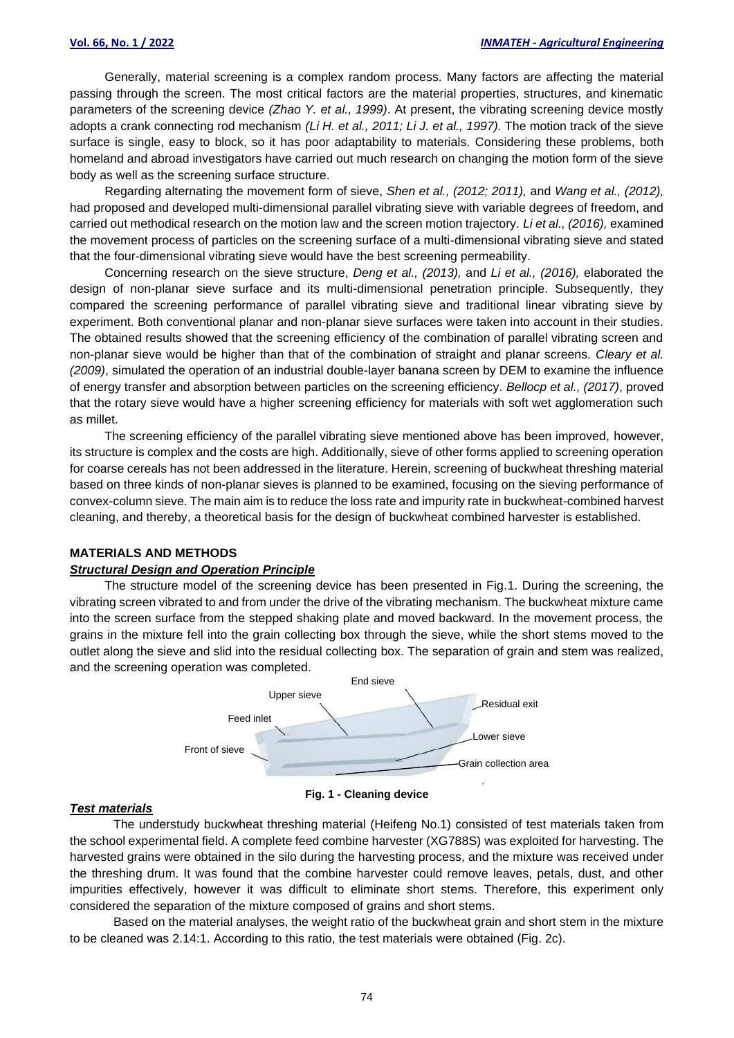Generally, material screening is a complex random process. Many factors are affecting the material passing through the screen. The most critical factors are the material properties, structures, and kinematic parameters of the screening device *(Zhao Y. et al., 1999)*. At present, the vibrating screening device mostly adopts a crank connecting rod mechanism *(Li H. et al., 2011; Li J. et al., 1997).* The motion track of the sieve surface is single, easy to block, so it has poor adaptability to materials. Considering these problems, both homeland and abroad investigators have carried out much research on changing the motion form of the sieve body as well as the screening surface structure.

Regarding alternating the movement form of sieve, *Shen et al., (2012; 2011),* and *Wang et al., (2012),* had proposed and developed multi-dimensional parallel vibrating sieve with variable degrees of freedom, and carried out methodical research on the motion law and the screen motion trajectory. *Li et al., (2016),* examined the movement process of particles on the screening surface of a multi-dimensional vibrating sieve and stated that the four-dimensional vibrating sieve would have the best screening permeability.

Concerning research on the sieve structure, *Deng et al., (2013),* and *Li et al., (2016),* elaborated the design of non-planar sieve surface and its multi-dimensional penetration principle. Subsequently, they compared the screening performance of parallel vibrating sieve and traditional linear vibrating sieve by experiment. Both conventional planar and non-planar sieve surfaces were taken into account in their studies. The obtained results showed that the screening efficiency of the combination of parallel vibrating screen and non-planar sieve would be higher than that of the combination of straight and planar screens. *Cleary et al. (2009)*, simulated the operation of an industrial double-layer banana screen by DEM to examine the influence of energy transfer and absorption between particles on the screening efficiency. *Bellocp et al., (2017)*, proved that the rotary sieve would have a higher screening efficiency for materials with soft wet agglomeration such as millet.

The screening efficiency of the parallel vibrating sieve mentioned above has been improved, however, its structure is complex and the costs are high. Additionally, sieve of other forms applied to screening operation for coarse cereals has not been addressed in the literature. Herein, screening of buckwheat threshing material based on three kinds of non-planar sieves is planned to be examined, focusing on the sieving performance of convex-column sieve. The main aim is to reduce the loss rate and impurity rate in buckwheat-combined harvest cleaning, and thereby, a theoretical basis for the design of buckwheat combined harvester is established.

## MATERIALS AND METHODS

### *Structural Design and Operation Principle*

The structure model of the screening device has been presented in Fig.1. During the screening, the vibrating screen vibrated to and from under the drive of the vibrating mechanism. The buckwheat mixture came into the screen surface from the stepped shaking plate and moved backward. In the movement process, the grains in the mixture fell into the grain collecting box through the sieve, while the short stems moved to the outlet along the sieve and slid into the residual collecting box. The separation of grain and stem was realized, and the screening operation was completed.

End sieve
Upper sieve
Residual exit
Feed inlet
Lower sieve
Front of sieve
Grain collection area

**Fig. 1 - Cleaning device**

### *Test materials*

The understudy buckwheat threshing material (Heifeng No.1) consisted of test materials taken from the school experimental field. A complete feed combine harvester (XG788S) was exploited for harvesting. The harvested grains were obtained in the silo during the harvesting process, and the mixture was received under the threshing drum. It was found that the combine harvester could remove leaves, petals, dust, and other impurities effectively, however it was difficult to eliminate short stems. Therefore, this experiment only considered the separation of the mixture composed of grains and short stems.

Based on the material analyses, the weight ratio of the buckwheat grain and short stem in the mixture to be cleaned was 2.14:1. According to this ratio, the test materials were obtained (Fig. 2c).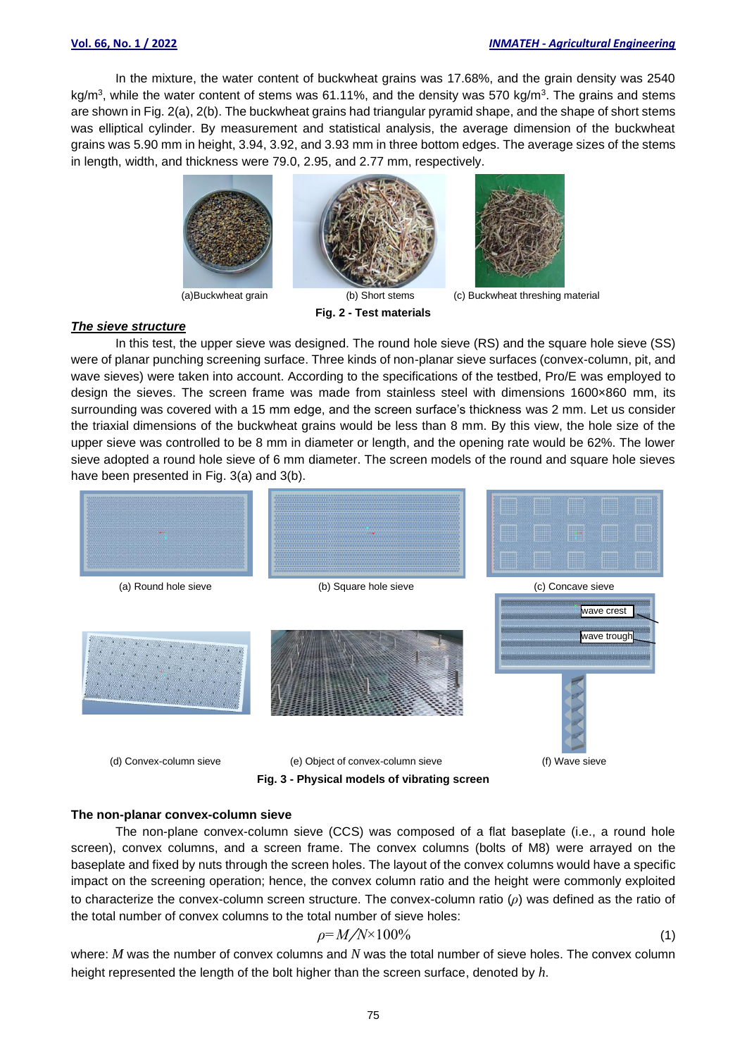In the mixture, the water content of buckwheat grains was 17.68%, and the grain density was 2540 kg/m$^3$, while the water content of stems was 61.11%, and the density was 570 kg/m$^3$. The grains and stems are shown in Fig. 2(a), 2(b). The buckwheat grains had triangular pyramid shape, and the shape of short stems was elliptical cylinder. By measurement and statistical analysis, the average dimension of the buckwheat grains was 5.90 mm in height, 3.94, 3.92, and 3.93 mm in three bottom edges. The average sizes of the stems in length, width, and thickness were 79.0, 2.95, and 2.77 mm, respectively.

(a)Buckwheat grain (b) Short stems (c) Buckwheat threshing material

**Fig. 2 - Test materials**

***The sieve structure***

In this test, the upper sieve was designed. The round hole sieve (RS) and the square hole sieve (SS) were of planar punching screening surface. Three kinds of non-planar sieve surfaces (convex-column, pit, and wave sieves) were taken into account. According to the specifications of the testbed, Pro/E was employed to design the sieves. The screen frame was made from stainless steel with dimensions 1600×860 mm, its surrounding was covered with a 15 mm edge, and the screen surface's thickness was 2 mm. Let us consider the triaxial dimensions of the buckwheat grains would be less than 8 mm. By this view, the hole size of the upper sieve was controlled to be 8 mm in diameter or length, and the opening rate would be 62%. The lower sieve adopted a round hole sieve of 6 mm diameter. The screen models of the round and square hole sieves have been presented in Fig. 3(a) and 3(b).

(a) Round hole sieve (b) Square hole sieve (c) Concave sieve

wave crest

wave trough

(d) Convex-column sieve (e) Object of convex-column sieve (f) Wave sieve

**Fig. 3 - Physical models of vibrating screen**

**The non-planar convex-column sieve**

The non-plane convex-column sieve (CCS) was composed of a flat baseplate (i.e., a round hole screen), convex columns, and a screen frame. The convex columns (bolts of M8) were arrayed on the baseplate and fixed by nuts through the screen holes. The layout of the convex columns would have a specific impact on the screening operation; hence, the convex column ratio and the height were commonly exploited to characterize the convex-column screen structure. The convex-column ratio ($\rho$) was defined as the ratio of the total number of convex columns to the total number of sieve holes:

$$\rho = M / N \times 100\% \tag{1}$$

where: $M$ was the number of convex columns and $N$ was the total number of sieve holes. The convex column height represented the length of the bolt higher than the screen surface, denoted by $h$.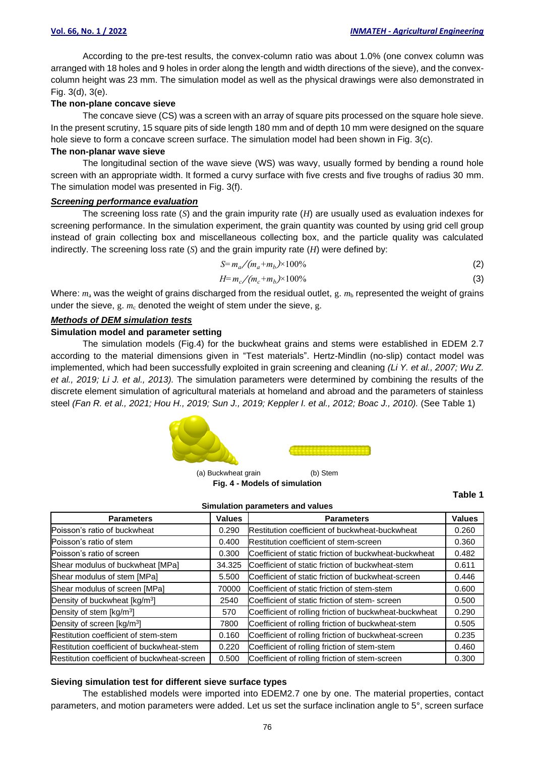According to the pre-test results, the convex-column ratio was about 1.0% (one convex column was arranged with 18 holes and 9 holes in order along the length and width directions of the sieve), and the convex-column height was 23 mm. The simulation model as well as the physical drawings were also demonstrated in Fig. 3(d), 3(e).

**The non-plane concave sieve**

The concave sieve (CS) was a screen with an array of square pits processed on the square hole sieve. In the present scrutiny, 15 square pits of side length 180 mm and of depth 10 mm were designed on the square hole sieve to form a concave screen surface. The simulation model had been shown in Fig. 3(c).

**The non-planar wave sieve**

The longitudinal section of the wave sieve (WS) was wavy, usually formed by bending a round hole screen with an appropriate width. It formed a curvy surface with five crests and five troughs of radius 30 mm. The simulation model was presented in Fig. 3(f).

***Screening performance evaluation***

The screening loss rate ($S$) and the grain impurity rate ($H$) are usually used as evaluation indexes for screening performance. In the simulation experiment, the grain quantity was counted by using grid cell group instead of grain collecting box and miscellaneous collecting box, and the particle quality was calculated indirectly. The screening loss rate ($S$) and the grain impurity rate ($H$) were defined by:

$$S = m_a / (m_a + m_b) \times 100\% \tag{2}$$

$$H = m_c / (m_c + m_b) \times 100\% \tag{3}$$

Where: $m_a$ was the weight of grains discharged from the residual outlet, g. $m_b$ represented the weight of grains under the sieve, g. $m_c$ denoted the weight of stem under the sieve, g.

***Methods of DEM simulation tests***

**Simulation model and parameter setting**

The simulation models (Fig.4) for the buckwheat grains and stems were established in EDEM 2.7 according to the material dimensions given in "Test materials". Hertz-Mindlin (no-slip) contact model was implemented, which had been successfully exploited in grain screening and cleaning *(Li Y. et al., 2007; Wu Z. et al., 2019; Li J. et al., 2013).* The simulation parameters were determined by combining the results of the discrete element simulation of agricultural materials at homeland and abroad and the parameters of stainless steel *(Fan R. et al., 2021; Hou H., 2019; Sun J., 2019; Keppler I. et al., 2012; Boac J., 2010).* (See Table 1)

(a) Buckwheat grain (b) Stem

**Fig. 4 - Models of simulation**

**Table 1**

**Simulation parameters and values**

| Parameters | Values | Parameters | Values |
|---|---|---|---|
| Poisson's ratio of buckwheat | 0.290 | Restitution coefficient of buckwheat-buckwheat | 0.260 |
| Poisson's ratio of stem | 0.400 | Restitution coefficient of stem-screen | 0.360 |
| Poisson's ratio of screen | 0.300 | Coefficient of static friction of buckwheat-buckwheat | 0.482 |
| Shear modulus of buckwheat [MPa] | 34.325 | Coefficient of static friction of buckwheat-stem | 0.611 |
| Shear modulus of stem [MPa] | 5.500 | Coefficient of static friction of buckwheat-screen | 0.446 |
| Shear modulus of screen [MPa] | 70000 | Coefficient of static friction of stem-stem | 0.600 |
| Density of buckwheat [kg/m$^3$] | 2540 | Coefficient of static friction of stem- screen | 0.500 |
| Density of stem [kg/m$^3$] | 570 | Coefficient of rolling friction of buckwheat-buckwheat | 0.290 |
| Density of screen [kg/m$^3$] | 7800 | Coefficient of rolling friction of buckwheat-stem | 0.505 |
| Restitution coefficient of stem-stem | 0.160 | Coefficient of rolling friction of buckwheat-screen | 0.235 |
| Restitution coefficient of buckwheat-stem | 0.220 | Coefficient of rolling friction of stem-stem | 0.460 |
| Restitution coefficient of buckwheat-screen | 0.500 | Coefficient of rolling friction of stem-screen | 0.300 |

**Sieving simulation test for different sieve surface types**

The established models were imported into EDEM2.7 one by one. The material properties, contact parameters, and motion parameters were added. Let us set the surface inclination angle to 5°, screen surface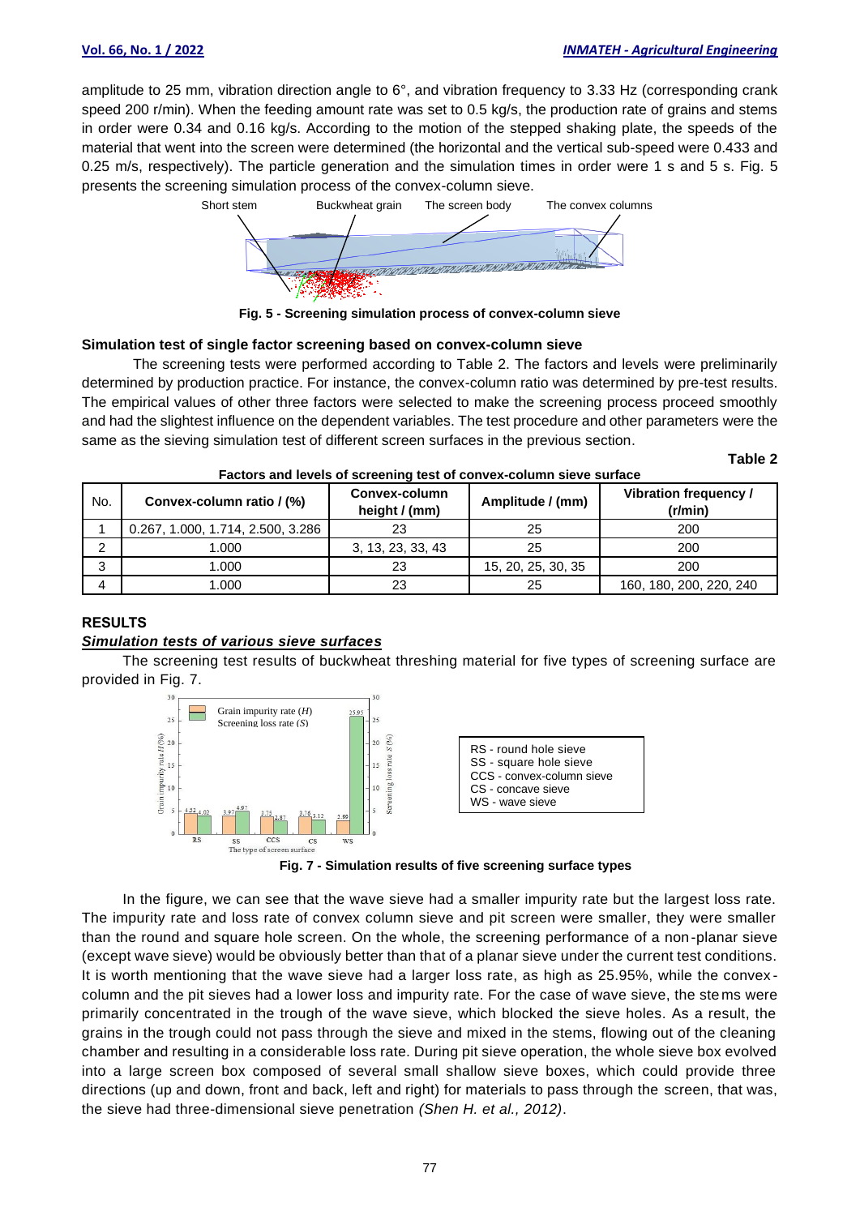amplitude to 25 mm, vibration direction angle to 6°, and vibration frequency to 3.33 Hz (corresponding crank speed 200 r/min). When the feeding amount rate was set to 0.5 kg/s, the production rate of grains and stems in order were 0.34 and 0.16 kg/s. According to the motion of the stepped shaking plate, the speeds of the material that went into the screen were determined (the horizontal and the vertical sub-speed were 0.433 and 0.25 m/s, respectively). The particle generation and the simulation times in order were 1 s and 5 s. Fig. 5 presents the screening simulation process of the convex-column sieve.

Short stem
Buckwheat grain
The screen body
The convex columns

**Fig. 5 - Screening simulation process of convex-column sieve**

### Simulation test of single factor screening based on convex-column sieve

The screening tests were performed according to Table 2. The factors and levels were preliminarily determined by production practice. For instance, the convex-column ratio was determined by pre-test results. The empirical values of other three factors were selected to make the screening process proceed smoothly and had the slightest influence on the dependent variables. The test procedure and other parameters were the same as the sieving simulation test of different screen surfaces in the previous section.

**Table 2**

**Factors and levels of screening test of convex-column sieve surface**

| No. | Convex-column ratio / (%) | Convex-column height / (mm) | Amplitude / (mm) | Vibration frequency / (r/min) |
|---|---|---|---|---|
| 1 | 0.267, 1.000, 1.714, 2.500, 3.286 | 23 | 25 | 200 |
| 2 | 1.000 | 3, 13, 23, 33, 43 | 25 | 200 |
| 3 | 1.000 | 23 | 15, 20, 25, 30, 35 | 200 |
| 4 | 1.000 | 23 | 25 | 160, 180, 200, 220, 240 |

## RESULTS

### *Simulation tests of various sieve surfaces*

The screening test results of buckwheat threshing material for five types of screening surface are provided in Fig. 7.

Grain impurity rate (*H*)
Screening loss rate (*S*)
Grain impurity rate *H* (%)
Screening loss rate *S* (%)
0 5 10 15 20 25 30
4.22 4.02 3.97 4.97 3.75 2.87 3.76 3.12 2.99 25.95
RS SS CCS CS WS
The type of screen surface

RS - round hole sieve
SS - square hole sieve
CCS - convex-column sieve
CS - concave sieve
WS - wave sieve

**Fig. 7 - Simulation results of five screening surface types**

In the figure, we can see that the wave sieve had a smaller impurity rate but the largest loss rate. The impurity rate and loss rate of convex column sieve and pit screen were smaller, they were smaller than the round and square hole screen. On the whole, the screening performance of a non-planar sieve (except wave sieve) would be obviously better than that of a planar sieve under the current test conditions. It is worth mentioning that the wave sieve had a larger loss rate, as high as 25.95%, while the convex-column and the pit sieves had a lower loss and impurity rate. For the case of wave sieve, the stems were primarily concentrated in the trough of the wave sieve, which blocked the sieve holes. As a result, the grains in the trough could not pass through the sieve and mixed in the stems, flowing out of the cleaning chamber and resulting in a considerable loss rate. During pit sieve operation, the whole sieve box evolved into a large screen box composed of several small shallow sieve boxes, which could provide three directions (up and down, front and back, left and right) for materials to pass through the screen, that was, the sieve had three-dimensional sieve penetration *(Shen H. et al., 2012)*.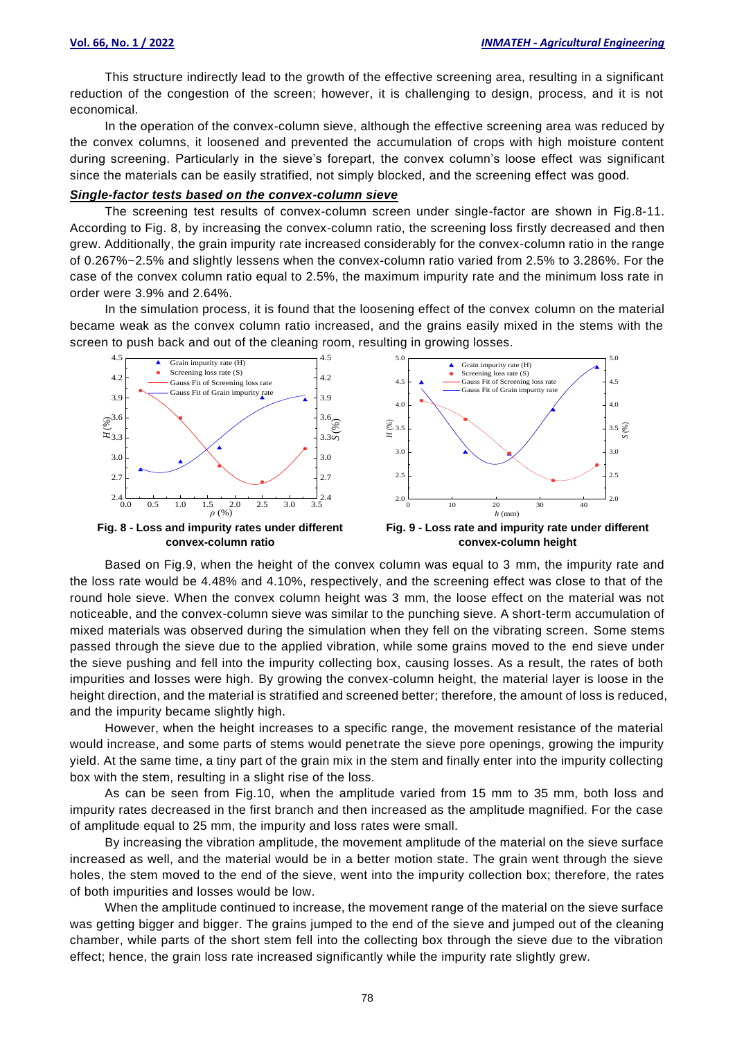This structure indirectly lead to the growth of the effective screening area, resulting in a significant reduction of the congestion of the screen; however, it is challenging to design, process, and it is not economical.

In the operation of the convex-column sieve, although the effective screening area was reduced by the convex columns, it loosened and prevented the accumulation of crops with high moisture content during screening. Particularly in the sieve's forepart, the convex column's loose effect was significant since the materials can be easily stratified, not simply blocked, and the screening effect was good.

***Single-factor tests based on the convex-column sieve***

The screening test results of convex-column screen under single-factor are shown in Fig.8-11. According to Fig. 8, by increasing the convex-column ratio, the screening loss firstly decreased and then grew. Additionally, the grain impurity rate increased considerably for the convex-column ratio in the range of 0.267%~2.5% and slightly lessens when the convex-column ratio varied from 2.5% to 3.286%. For the case of the convex column ratio equal to 2.5%, the maximum impurity rate and the minimum loss rate in order were 3.9% and 2.64%.

In the simulation process, it is found that the loosening effect of the convex column on the material became weak as the convex column ratio increased, and the grains easily mixed in the stems with the screen to push back and out of the cleaning room, resulting in growing losses.

Grain impurity rate (H)
Screening loss rate (S)
Gauss Fit of Screening loss rate
Gauss Fit of Grain impurity rate
H (%)
S (%)
ρ (%)
0.0 0.5 1.0 1.5 2.0 2.5 3.0 3.5
2.4 2.7 3.0 3.3 3.6 3.9 4.2 4.5

**Fig. 8 - Loss and impurity rates under different convex-column ratio**

Grain impurity rate (H)
Screening loss rate (S)
Gauss Fit of Screening loss rate
Gauss Fit of Grain impurity rate
H (%)
S (%)
h (mm)
0 10 20 30 40
2.0 2.5 3.0 3.5 4.0 4.5 5.0

**Fig. 9 - Loss rate and impurity rate under different convex-column height**

Based on Fig.9, when the height of the convex column was equal to 3 mm, the impurity rate and the loss rate would be 4.48% and 4.10%, respectively, and the screening effect was close to that of the round hole sieve. When the convex column height was 3 mm, the loose effect on the material was not noticeable, and the convex-column sieve was similar to the punching sieve. A short-term accumulation of mixed materials was observed during the simulation when they fell on the vibrating screen. Some stems passed through the sieve due to the applied vibration, while some grains moved to the end sieve under the sieve pushing and fell into the impurity collecting box, causing losses. As a result, the rates of both impurities and losses were high. By growing the convex-column height, the material layer is loose in the height direction, and the material is stratified and screened better; therefore, the amount of loss is reduced, and the impurity became slightly high.

However, when the height increases to a specific range, the movement resistance of the material would increase, and some parts of stems would penetrate the sieve pore openings, growing the impurity yield. At the same time, a tiny part of the grain mix in the stem and finally enter into the impurity collecting box with the stem, resulting in a slight rise of the loss.

As can be seen from Fig.10, when the amplitude varied from 15 mm to 35 mm, both loss and impurity rates decreased in the first branch and then increased as the amplitude magnified. For the case of amplitude equal to 25 mm, the impurity and loss rates were small.

By increasing the vibration amplitude, the movement amplitude of the material on the sieve surface increased as well, and the material would be in a better motion state. The grain went through the sieve holes, the stem moved to the end of the sieve, went into the impurity collection box; therefore, the rates of both impurities and losses would be low.

When the amplitude continued to increase, the movement range of the material on the sieve surface was getting bigger and bigger. The grains jumped to the end of the sieve and jumped out of the cleaning chamber, while parts of the short stem fell into the collecting box through the sieve due to the vibration effect; hence, the grain loss rate increased significantly while the impurity rate slightly grew.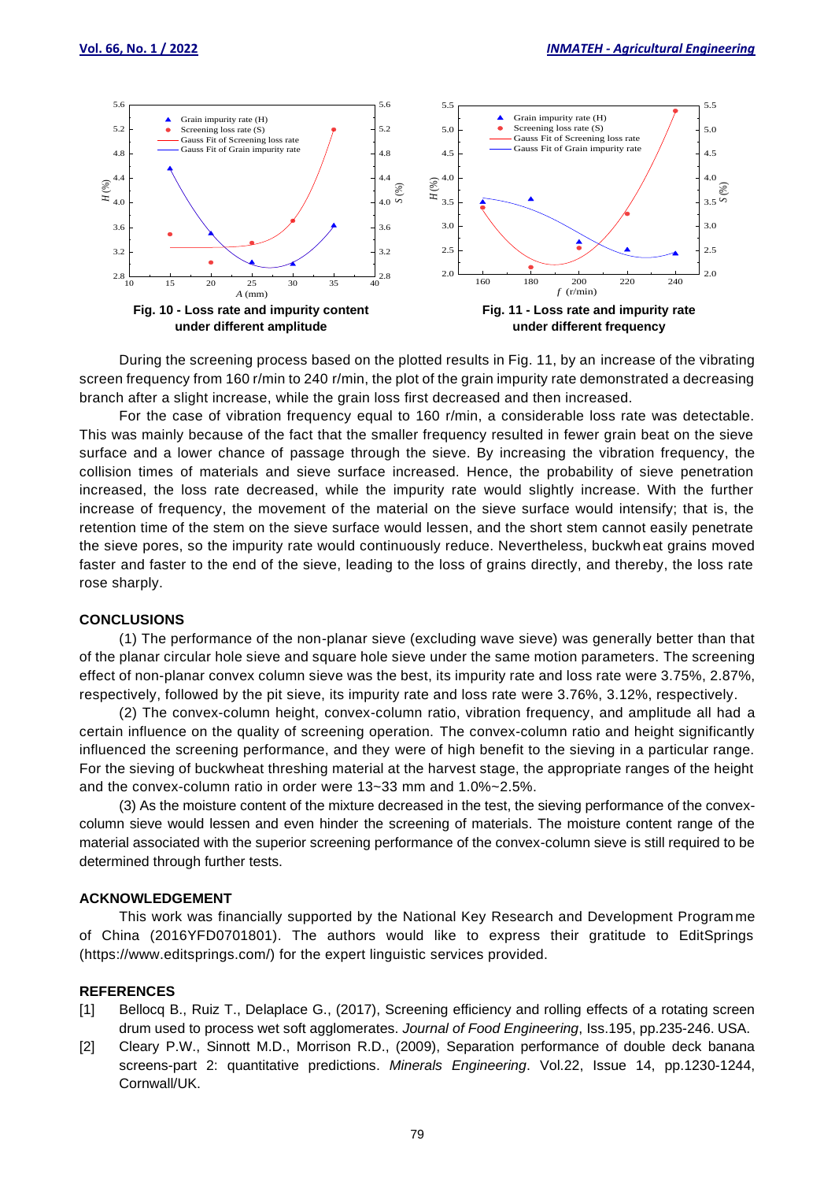5.6
5.2
4.8
4.4
4.0
3.6
3.2
2.8

$H$ (%)

Grain impurity rate (H)
Screening loss rate (S)
Gauss Fit of Screening loss rate
Gauss Fit of Grain impurity rate

$S$ (%)

10 15 20 25 30 35 40

$A$ (mm)

**Fig. 10 - Loss rate and impurity content under different amplitude**

5.5
5.0
4.5
4.0
3.5
3.0
2.5
2.0

$H$ (%)

Grain impurity rate (H)
Screening loss rate (S)
Gauss Fit of Screening loss rate
Gauss Fit of Grain impurity rate

$S$ (%)

160 180 200 220 240

$f$ (r/min)

**Fig. 11 - Loss rate and impurity rate under different frequency**

During the screening process based on the plotted results in Fig. 11, by an increase of the vibrating screen frequency from 160 r/min to 240 r/min, the plot of the grain impurity rate demonstrated a decreasing branch after a slight increase, while the grain loss first decreased and then increased.

For the case of vibration frequency equal to 160 r/min, a considerable loss rate was detectable. This was mainly because of the fact that the smaller frequency resulted in fewer grain beat on the sieve surface and a lower chance of passage through the sieve. By increasing the vibration frequency, the collision times of materials and sieve surface increased. Hence, the probability of sieve penetration increased, the loss rate decreased, while the impurity rate would slightly increase. With the further increase of frequency, the movement of the material on the sieve surface would intensify; that is, the retention time of the stem on the sieve surface would lessen, and the short stem cannot easily penetrate the sieve pores, so the impurity rate would continuously reduce. Nevertheless, buckwheat grains moved faster and faster to the end of the sieve, leading to the loss of grains directly, and thereby, the loss rate rose sharply.

## CONCLUSIONS

(1) The performance of the non-planar sieve (excluding wave sieve) was generally better than that of the planar circular hole sieve and square hole sieve under the same motion parameters. The screening effect of non-planar convex column sieve was the best, its impurity rate and loss rate were 3.75%, 2.87%, respectively, followed by the pit sieve, its impurity rate and loss rate were 3.76%, 3.12%, respectively.

(2) The convex-column height, convex-column ratio, vibration frequency, and amplitude all had a certain influence on the quality of screening operation. The convex-column ratio and height significantly influenced the screening performance, and they were of high benefit to the sieving in a particular range. For the sieving of buckwheat threshing material at the harvest stage, the appropriate ranges of the height and the convex-column ratio in order were 13~33 mm and 1.0%~2.5%.

(3) As the moisture content of the mixture decreased in the test, the sieving performance of the convex-column sieve would lessen and even hinder the screening of materials. The moisture content range of the material associated with the superior screening performance of the convex-column sieve is still required to be determined through further tests.

## ACKNOWLEDGEMENT

This work was financially supported by the National Key Research and Development Programme of China (2016YFD0701801). The authors would like to express their gratitude to EditSprings (https://www.editsprings.com/) for the expert linguistic services provided.

## REFERENCES

[1] Bellocq B., Ruiz T., Delaplace G., (2017), Screening efficiency and rolling effects of a rotating screen drum used to process wet soft agglomerates. *Journal of Food Engineering*, Iss.195, pp.235-246. USA.

[2] Cleary P.W., Sinnott M.D., Morrison R.D., (2009), Separation performance of double deck banana screens-part 2: quantitative predictions. *Minerals Engineering*. Vol.22, Issue 14, pp.1230-1244, Cornwall/UK.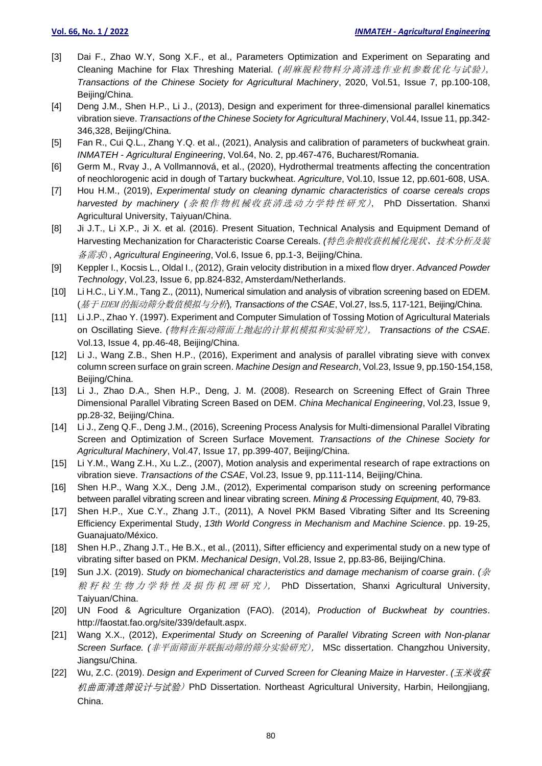[3] Dai F., Zhao W.Y, Song X.F., et al., Parameters Optimization and Experiment on Separating and Cleaning Machine for Flax Threshing Material. *(胡麻脱粒物料分离清选作业机参数优化与试验)*, *Transactions of the Chinese Society for Agricultural Machinery*, 2020, Vol.51, Issue 7, pp.100-108, Beijing/China.

[4] Deng J.M., Shen H.P., Li J., (2013), Design and experiment for three-dimensional parallel kinematics vibration sieve. *Transactions of the Chinese Society for Agricultural Machinery*, Vol.44, Issue 11, pp.342-346,328, Beijing/China.

[5] Fan R., Cui Q.L., Zhang Y.Q. et al., (2021), Analysis and calibration of parameters of buckwheat grain. *INMATEH - Agricultural Engineering*, Vol.64, No. 2, pp.467-476, Bucharest/Romania.

[6] Germ M., Rvay J., A Vollmannová, et al., (2020), Hydrothermal treatments affecting the concentration of neochlorogenic acid in dough of Tartary buckwheat. *Agriculture*, Vol.10, Issue 12, pp.601-608, USA.

[7] Hou H.M., (2019), *Experimental study on cleaning dynamic characteristics of coarse cereals crops harvested by machinery (杂粮作物机械收获清选动力学特性研究)*, PhD Dissertation. Shanxi Agricultural University, Taiyuan/China.

[8] Ji J.T., Li X.P., Ji X. et al. (2016). Present Situation, Technical Analysis and Equipment Demand of Harvesting Mechanization for Characteristic Coarse Cereals. *(特色杂粮收获机械化现状、技术分析及装备需求)*, *Agricultural Engineering*, Vol.6, Issue 6, pp.1-3, Beijing/China.

[9] Keppler I., Kocsis L., Oldal I., (2012), Grain velocity distribution in a mixed flow dryer. *Advanced Powder Technology*, Vol.23, Issue 6, pp.824-832, Amsterdam/Netherlands.

[10] Li H.C., Li Y.M., Tang Z., (2011), Numerical simulation and analysis of vibration screening based on EDEM. (*基于EDEM的振动筛分数值模拟与分析*), *Transactions of the CSAE*, Vol.27, Iss.5, 117-121, Beijing/China.

[11] Li J.P., Zhao Y. (1997). Experiment and Computer Simulation of Tossing Motion of Agricultural Materials on Oscillating Sieve. *(物料在振动筛面上抛起的计算机模拟和实验研究)*, *Transactions of the CSAE*. Vol.13, Issue 4, pp.46-48, Beijing/China.

[12] Li J., Wang Z.B., Shen H.P., (2016), Experiment and analysis of parallel vibrating sieve with convex column screen surface on grain screen. *Machine Design and Research*, Vol.23, Issue 9, pp.150-154,158, Beijing/China.

[13] Li J., Zhao D.A., Shen H.P., Deng, J. M. (2008). Research on Screening Effect of Grain Three Dimensional Parallel Vibrating Screen Based on DEM. *China Mechanical Engineering*, Vol.23, Issue 9, pp.28-32, Beijing/China.

[14] Li J., Zeng Q.F., Deng J.M., (2016), Screening Process Analysis for Multi-dimensional Parallel Vibrating Screen and Optimization of Screen Surface Movement. *Transactions of the Chinese Society for Agricultural Machinery*, Vol.47, Issue 17, pp.399-407, Beijing/China.

[15] Li Y.M., Wang Z.H., Xu L.Z., (2007), Motion analysis and experimental research of rape extractions on vibration sieve. *Transactions of the CSAE*, Vol.23, Issue 9, pp.111-114, Beijing/China.

[16] Shen H.P., Wang X.X., Deng J.M., (2012), Experimental comparison study on screening performance between parallel vibrating screen and linear vibrating screen. *Mining & Processing Equipment*, 40, 79-83.

[17] Shen H.P., Xue C.Y., Zhang J.T., (2011), A Novel PKM Based Vibrating Sifter and Its Screening Efficiency Experimental Study, *13th World Congress in Mechanism and Machine Science*. pp. 19-25, Guanajuato/México.

[18] Shen H.P., Zhang J.T., He B.X., et al., (2011), Sifter efficiency and experimental study on a new type of vibrating sifter based on PKM. *Mechanical Design*, Vol.28, Issue 2, pp.83-86, Beijing/China.

[19] Sun J.X. (2019). *Study on biomechanical characteristics and damage mechanism of coarse grain*. *(杂粮籽粒生物力学特性及损伤机理研究)*, PhD Dissertation, Shanxi Agricultural University, Taiyuan/China.

[20] UN Food & Agriculture Organization (FAO). (2014), *Production of Buckwheat by countries*. http://faostat.fao.org/site/339/default.aspx.

[21] Wang X.X., (2012), *Experimental Study on Screening of Parallel Vibrating Screen with Non-planar Screen Surface. (非平面筛面并联振动筛的筛分实验研究)*, MSc dissertation. Changzhou University, Jiangsu/China.

[22] Wu, Z.C. (2019). *Design and Experiment of Curved Screen for Cleaning Maize in Harvester*. *(玉米收获机曲面清选筛设计与试验)* PhD Dissertation. Northeast Agricultural University, Harbin, Heilongjiang, China.